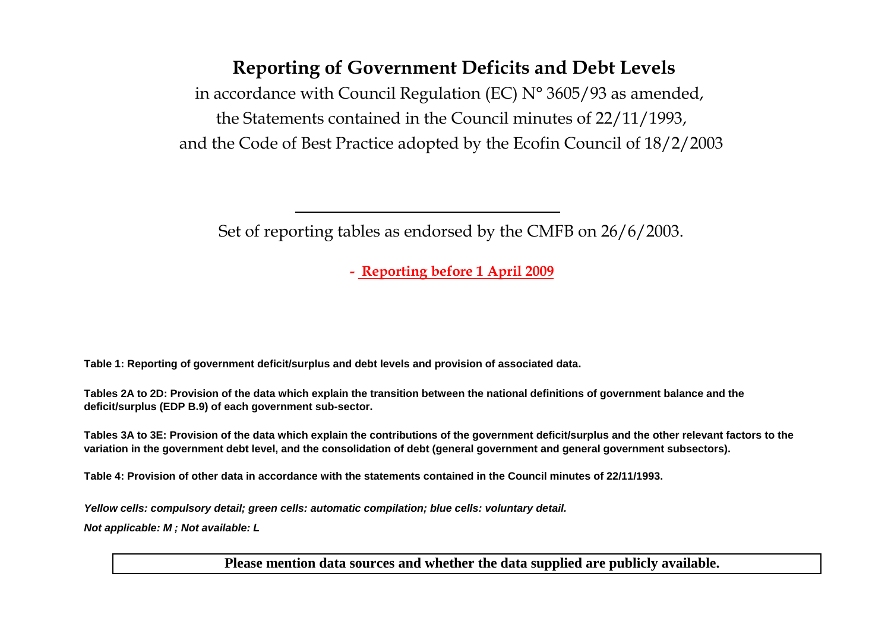# Reporting of Government Deficits and Debt Levels

in accordance with Council Regulation (EC) N° 3605/93 as amended,
the Statements contained in the Council minutes of 22/11/1993,
and the Code of Best Practice adopted by the Ecofin Council of 18/2/2003

---

Set of reporting tables as endorsed by the CMFB on 26/6/2003.

**- Reporting before 1 April 2009**

**Table 1: Reporting of government deficit/surplus and debt levels and provision of associated data.**

**Tables 2A to 2D: Provision of the data which explain the transition between the national definitions of government balance and the deficit/surplus (EDP B.9) of each government sub-sector.**

**Tables 3A to 3E: Provision of the data which explain the contributions of the government deficit/surplus and the other relevant factors to the variation in the government debt level, and the consolidation of debt (general government and general government subsectors).**

**Table 4: Provision of other data in accordance with the statements contained in the Council minutes of 22/11/1993.**

***Yellow cells: compulsory detail; green cells: automatic compilation; blue cells: voluntary detail.***

***Not applicable: M ; Not available: L***

**Please mention data sources and whether the data supplied are publicly available.**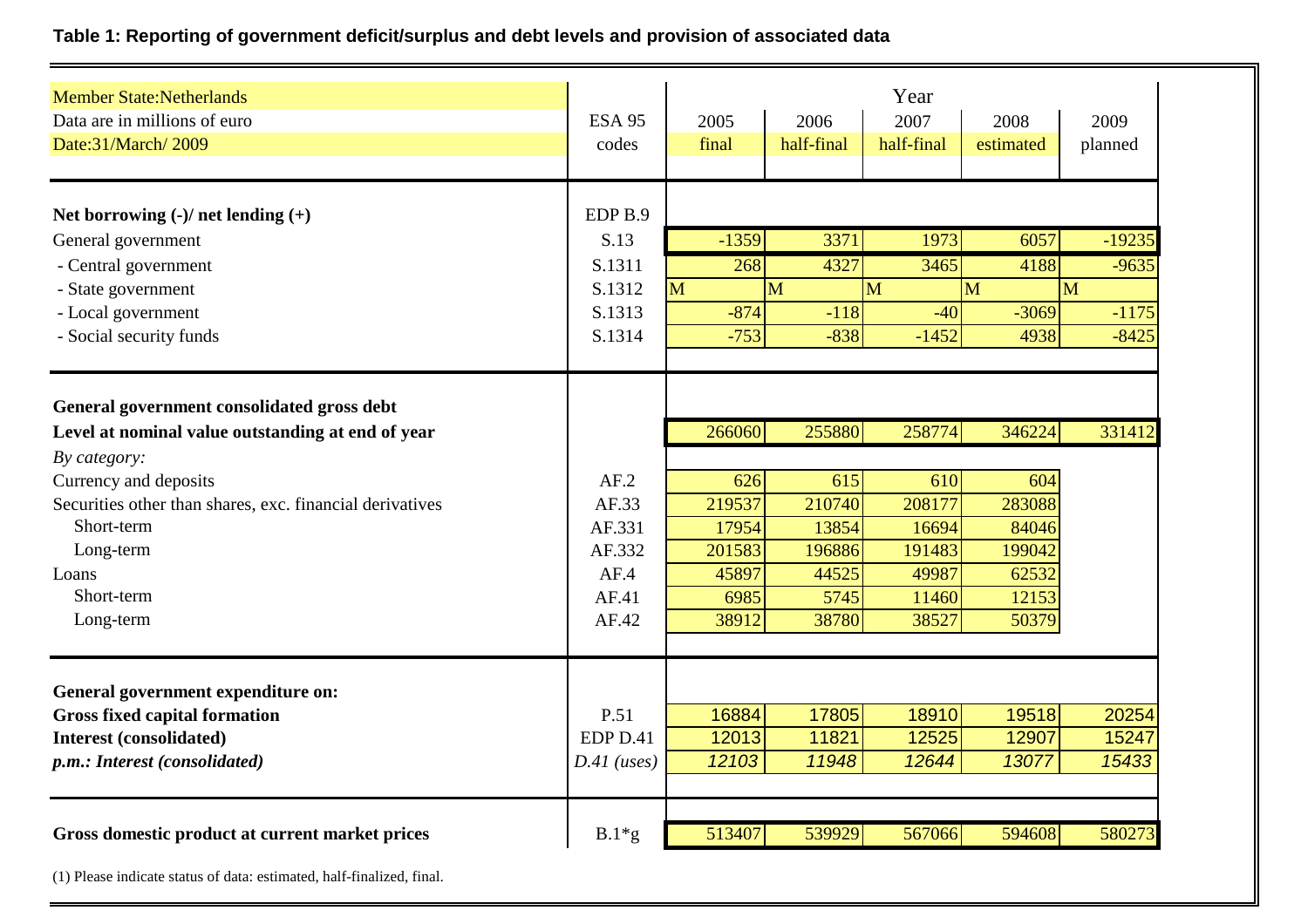**Table 1: Reporting of government deficit/surplus and debt levels and provision of associated data**

| Member State:Netherlands<br>Data are in millions of euro<br>Date:31/March/ 2009 | ESA 95 codes | Year 2005 final | 2006 half-final | 2007 half-final | 2008 estimated | 2009 planned |
|---|---|---|---|---|---|---|
| **Net borrowing (-)/ net lending (+)** | EDP B.9 | | | | | |
| General government | S.13 | -1359 | 3371 | 1973 | 6057 | -19235 |
| - Central government | S.1311 | 268 | 4327 | 3465 | 4188 | -9635 |
| - State government | S.1312 | M | M | M | M | M |
| - Local government | S.1313 | -874 | -118 | -40 | -3069 | -1175 |
| - Social security funds | S.1314 | -753 | -838 | -1452 | 4938 | -8425 |
| **General government consolidated gross debt** | | | | | | |
| **Level at nominal value outstanding at end of year** | | 266060 | 255880 | 258774 | 346224 | 331412 |
| *By category:* | | | | | | |
| Currency and deposits | AF.2 | 626 | 615 | 610 | 604 | |
| Securities other than shares, exc. financial derivatives | AF.33 | 219537 | 210740 | 208177 | 283088 | |
| Short-term | AF.331 | 17954 | 13854 | 16694 | 84046 | |
| Long-term | AF.332 | 201583 | 196886 | 191483 | 199042 | |
| Loans | AF.4 | 45897 | 44525 | 49987 | 62532 | |
| Short-term | AF.41 | 6985 | 5745 | 11460 | 12153 | |
| Long-term | AF.42 | 38912 | 38780 | 38527 | 50379 | |
| **General government expenditure on:** | | | | | | |
| **Gross fixed capital formation** | P.51 | 16884 | 17805 | 18910 | 19518 | 20254 |
| **Interest (consolidated)** | EDP D.41 | 12013 | 11821 | 12525 | 12907 | 15247 |
| ***p.m.: Interest (consolidated)*** | *D.41 (uses)* | *12103* | *11948* | *12644* | *13077* | *15433* |
| **Gross domestic product at current market prices** | B.1*g | 513407 | 539929 | 567066 | 594608 | 580273 |

(1) Please indicate status of data: estimated, half-finalized, final.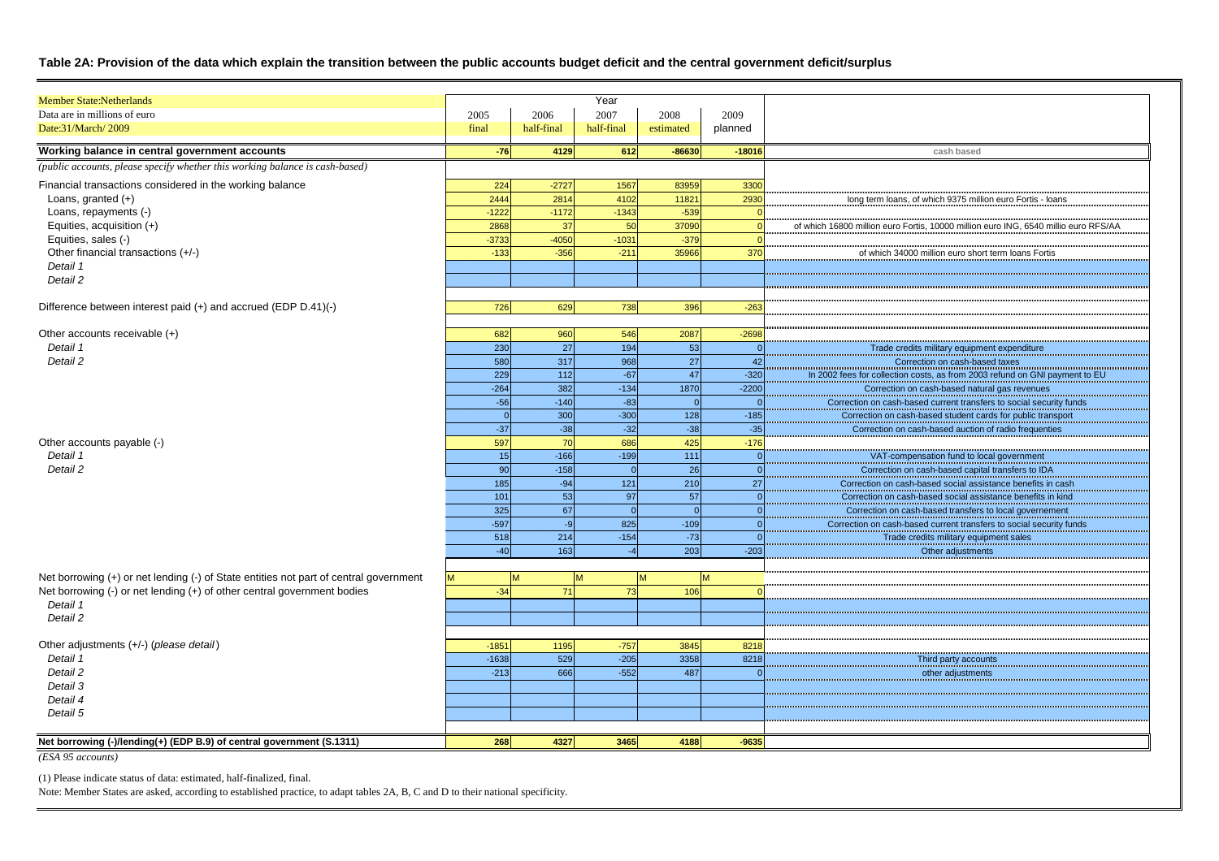**Table 2A: Provision of the data which explain the transition between the public accounts budget deficit and the central government deficit/surplus**

| Member State:Netherlands<br>Data are in millions of euro<br>Date:31/March/ 2009 | Year<br>2005<br>final | <br>2006<br>half-final | <br>2007<br>half-final | <br>2008<br>estimated | <br>2009<br>planned | |
|---|---|---|---|---|---|---|
| **Working balance in central government accounts** | **-76** | **4129** | **612** | **-86630** | **-18016** | cash based |
| *(public accounts, please specify whether this working balance is cash-based)* | | | | | | |
| Financial transactions considered in the working balance | 224 | -2727 | 1567 | 83959 | 3300 | |
| Loans, granted (+) | 2444 | 2814 | 4102 | 11821 | 2930 | long term loans, of which 9375 million euro Fortis - loans |
| Loans, repayments (-) | -1222 | -1172 | -1343 | -539 | 0 | |
| Equities, acquisition (+) | 2868 | 37 | 50 | 37090 | 0 | of which 16800 million euro Fortis, 10000 million euro ING, 6540 millio euro RFS/AA |
| Equities, sales (-) | -3733 | -4050 | -1031 | -379 | 0 | |
| Other financial transactions (+/-) | -133 | -356 | -211 | 35966 | 370 | of which 34000 million euro short term loans Fortis |
| *Detail 1* | | | | | | |
| *Detail 2* | | | | | | |
| Difference between interest paid (+) and accrued (EDP D.41)(-) | 726 | 629 | 738 | 396 | -263 | |
| Other accounts receivable (+) | 682 | 960 | 546 | 2087 | -2698 | |
| *Detail 1* | 230 | 27 | 194 | 53 | 0 | Trade credits military equipment expenditure |
| *Detail 2* | 580 | 317 | 968 | 27 | 42 | Correction on cash-based taxes |
| | 229 | 112 | -67 | 47 | -320 | In 2002 fees for collection costs, as from 2003 refund on GNI payment to EU |
| | -264 | 382 | -134 | 1870 | -2200 | Correction on cash-based natural gas revenues |
| | -56 | -140 | -83 | 0 | 0 | Correction on cash-based current transfers to social security funds |
| | 0 | 300 | -300 | 128 | -185 | Correction on cash-based student cards for public transport |
| | -37 | -38 | -32 | -38 | -35 | Correction on cash-based auction of radio frequenties |
| Other accounts payable (-) | 597 | 70 | 686 | 425 | -176 | |
| *Detail 1* | 15 | -166 | -199 | 111 | 0 | VAT-compensation fund to local government |
| *Detail 2* | 90 | -158 | 0 | 26 | 0 | Correction on cash-based capital transfers to IDA |
| | 185 | -94 | 121 | 210 | 27 | Correction on cash-based social assistance benefits in cash |
| | 101 | 53 | 97 | 57 | 0 | Correction on cash-based social assistance benefits in kind |
| | 325 | 67 | 0 | 0 | 0 | Correction on cash-based transfers to local governement |
| | -597 | -9 | 825 | -109 | 0 | Correction on cash-based current transfers to social security funds |
| | 518 | 214 | -154 | -73 | 0 | Trade credits military equipment sales |
| | -40 | 163 | -4 | 203 | -203 | Other adjustments |
| Net borrowing (+) or net lending (-) of State entities not part of central government | M | M | M | M | M | |
| Net borrowing (-) or net lending (+) of other central government bodies | -34 | 71 | 73 | 106 | 0 | |
| *Detail 1* | | | | | | |
| *Detail 2* | | | | | | |
| Other adjustments (+/-) (*please detail*) | -1851 | 1195 | -757 | 3845 | 8218 | |
| *Detail 1* | -1638 | 529 | -205 | 3358 | 8218 | Third party accounts |
| *Detail 2* | -213 | 666 | -552 | 487 | 0 | other adjustments |
| *Detail 3* | | | | | | |
| *Detail 4* | | | | | | |
| *Detail 5* | | | | | | |
| **Net borrowing (-)/lending(+) (EDP B.9) of central government (S.1311)** | **268** | **4327** | **3465** | **4188** | **-9635** | |

*(ESA 95 accounts)*

(1) Please indicate status of data: estimated, half-finalized, final.

Note: Member States are asked, according to established practice, to adapt tables 2A, B, C and D to their national specificity.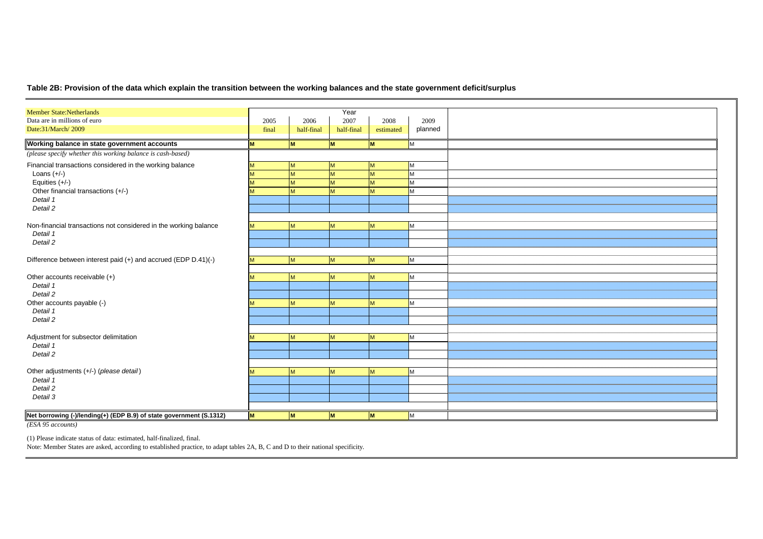### Table 2B: Provision of the data which explain the transition between the working balances and the state government deficit/surplus

| Member State:Netherlands | Year | | | | | |
|---|---|---|---|---|---|---|
| Data are in millions of euro | 2005 | 2006 | 2007 | 2008 | 2009 | |
| Date:31/March/ 2009 | final | half-final | half-final | estimated | planned | |
| **Working balance in state government accounts** | **M** | **M** | **M** | **M** | M | |
| *(please specify whether this working balance is cash-based)* | | | | | | |
| Financial transactions considered in the working balance | M | M | M | M | M | |
| Loans (+/-) | M | M | M | M | M | |
| Equities (+/-) | M | M | M | M | M | |
| Other financial transactions (+/-) | M | M | M | M | M | |
| *Detail 1* | | | | | | |
| *Detail 2* | | | | | | |
| Non-financial transactions not considered in the working balance | M | M | M | M | M | |
| *Detail 1* | | | | | | |
| *Detail 2* | | | | | | |
| Difference between interest paid (+) and accrued (EDP D.41)(-) | M | M | M | M | M | |
| Other accounts receivable (+) | M | M | M | M | M | |
| *Detail 1* | | | | | | |
| *Detail 2* | | | | | | |
| Other accounts payable (-) | M | M | M | M | M | |
| *Detail 1* | | | | | | |
| *Detail 2* | | | | | | |
| Adjustment for subsector delimitation | M | M | M | M | M | |
| *Detail 1* | | | | | | |
| *Detail 2* | | | | | | |
| Other adjustments (+/-) (*please detail*) | M | M | M | M | M | |
| *Detail 1* | | | | | | |
| *Detail 2* | | | | | | |
| *Detail 3* | | | | | | |
| **Net borrowing (-)/lending(+) (EDP B.9) of state government (S.1312)** | **M** | **M** | **M** | **M** | M | |
| *(ESA 95 accounts)* | | | | | | |

(1) Please indicate status of data: estimated, half-finalized, final.

Note: Member States are asked, according to established practice, to adapt tables 2A, B, C and D to their national specificity.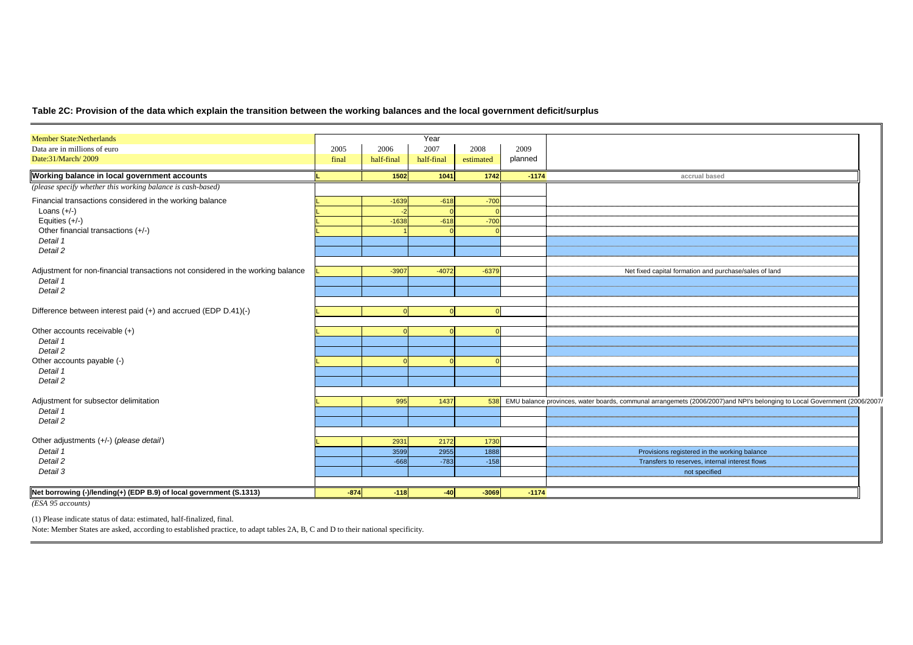**Table 2C: Provision of the data which explain the transition between the working balances and the local government deficit/surplus**

| Member State:Netherlands | Year | | | | | |
|---|---|---|---|---|---|---|
| Data are in millions of euro | 2005 | 2006 | 2007 | 2008 | 2009 | |
| Date:31/March/ 2009 | final | half-final | half-final | estimated | planned | |
| **Working balance in local government accounts** | L | 1502 | 1041 | 1742 | -1174 | accrual based |
| *(please specify whether this working balance is cash-based)* | | | | | | |
| Financial transactions considered in the working balance | L | -1639 | -618 | -700 | | |
| Loans (+/-) | L | -2 | 0 | 0 | | |
| Equities (+/-) | L | -1638 | -618 | -700 | | |
| Other financial transactions (+/-) | L | 1 | 0 | 0 | | |
| *Detail 1* | | | | | | |
| *Detail 2* | | | | | | |
| Adjustment for non-financial transactions not considered in the working balance | L | -3907 | -4072 | -6379 | | Net fixed capital formation and purchase/sales of land |
| *Detail 1* | | | | | | |
| *Detail 2* | | | | | | |
| Difference between interest paid (+) and accrued (EDP D.41)(-) | L | 0 | 0 | 0 | | |
| Other accounts receivable (+) | L | 0 | 0 | 0 | | |
| *Detail 1* | | | | | | |
| *Detail 2* | | | | | | |
| Other accounts payable (-) | L | 0 | 0 | 0 | | |
| *Detail 1* | | | | | | |
| *Detail 2* | | | | | | |
| Adjustment for subsector delimitation | L | 995 | 1437 | 538 | | EMU balance provinces, water boards, communal arrangemets (2006/2007)and NPI's belonging to Local Government (2006/2007/ |
| *Detail 1* | | | | | | |
| *Detail 2* | | | | | | |
| Other adjustments (+/-) (*please detail*) | L | 2931 | 2172 | 1730 | | |
| *Detail 1* | | 3599 | 2955 | 1888 | | Provisions registered in the working balance |
| *Detail 2* | | -668 | -783 | -158 | | Transfers to reserves, internal interest flows |
| *Detail 3* | | | | | | not specified |
| **Net borrowing (-)/lending(+) (EDP B.9) of local government (S.1313)** | -874 | -118 | -40 | -3069 | -1174 | |
| *(ESA 95 accounts)* | | | | | | |

(1) Please indicate status of data: estimated, half-finalized, final.

Note: Member States are asked, according to established practice, to adapt tables 2A, B, C and D to their national specificity.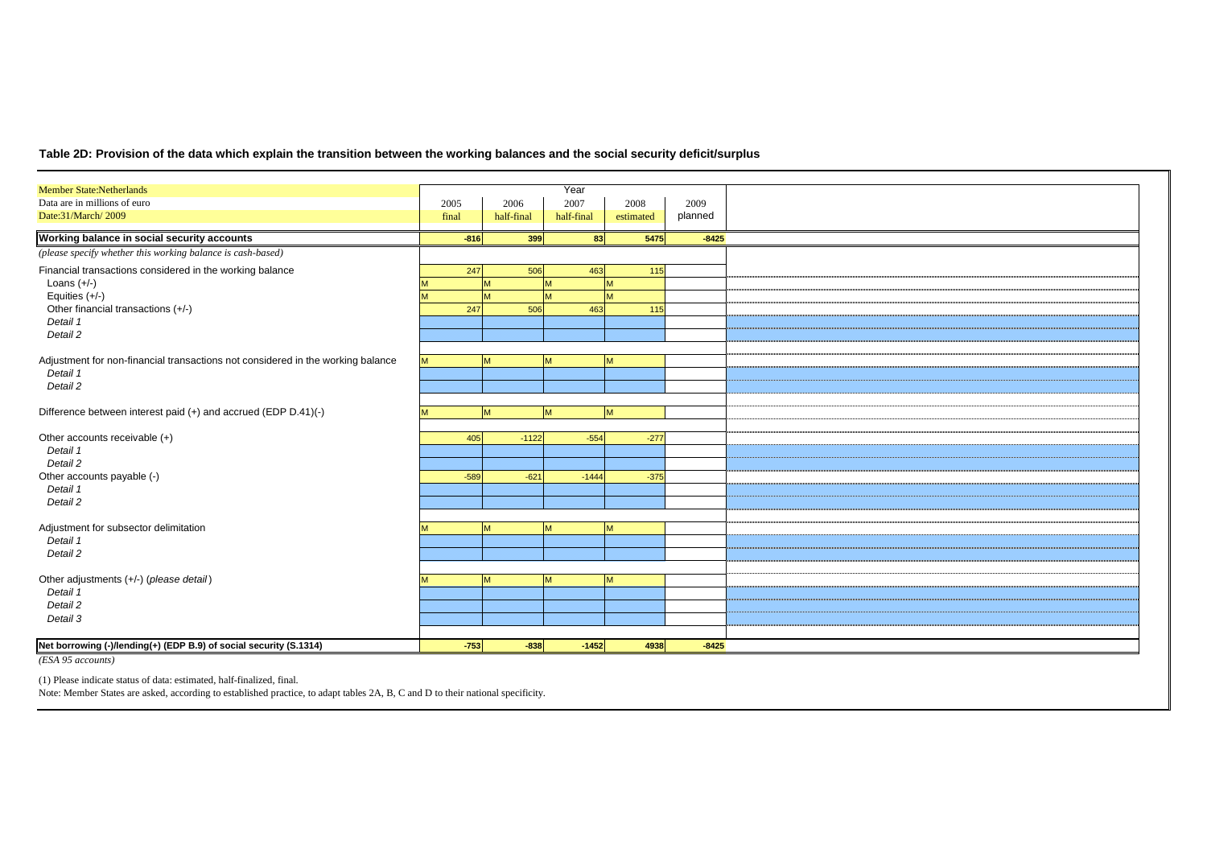**Table 2D: Provision of the data which explain the transition between the working balances and the social security deficit/surplus**

| Member State:Netherlands<br>Data are in millions of euro<br>Date:31/March/ 2009 | 2005<br>final | 2006<br>half-final | 2007<br>half-final | 2008<br>estimated | 2009<br>planned |
|---|---|---|---|---|---|
| **Working balance in social security accounts** | **-816** | **399** | **83** | **5475** | **-8425** |
| *(please specify whether this working balance is cash-based)* | | | | | |
| Financial transactions considered in the working balance | 247 | 506 | 463 | 115 | |
| Loans (+/-) | M | M | M | M | |
| Equities (+/-) | M | M | M | M | |
| Other financial transactions (+/-) | 247 | 506 | 463 | 115 | |
| *Detail 1* | | | | | |
| *Detail 2* | | | | | |
| Adjustment for non-financial transactions not considered in the working balance | M | M | M | M | |
| *Detail 1* | | | | | |
| *Detail 2* | | | | | |
| Difference between interest paid (+) and accrued (EDP D.41)(-) | M | M | M | M | |
| Other accounts receivable (+) | 405 | -1122 | -554 | -277 | |
| *Detail 1* | | | | | |
| *Detail 2* | | | | | |
| Other accounts payable (-) | -589 | -621 | -1444 | -375 | |
| *Detail 1* | | | | | |
| *Detail 2* | | | | | |
| Adjustment for subsector delimitation | M | M | M | M | |
| *Detail 1* | | | | | |
| *Detail 2* | | | | | |
| Other adjustments (+/-) (*please detail*) | M | M | M | M | |
| *Detail 1* | | | | | |
| *Detail 2* | | | | | |
| *Detail 3* | | | | | |
| **Net borrowing (-)/lending(+) (EDP B.9) of social security (S.1314)** | **-753** | **-838** | **-1452** | **4938** | **-8425** |

*(ESA 95 accounts)*

(1) Please indicate status of data: estimated, half-finalized, final.

Note: Member States are asked, according to established practice, to adapt tables 2A, B, C and D to their national specificity.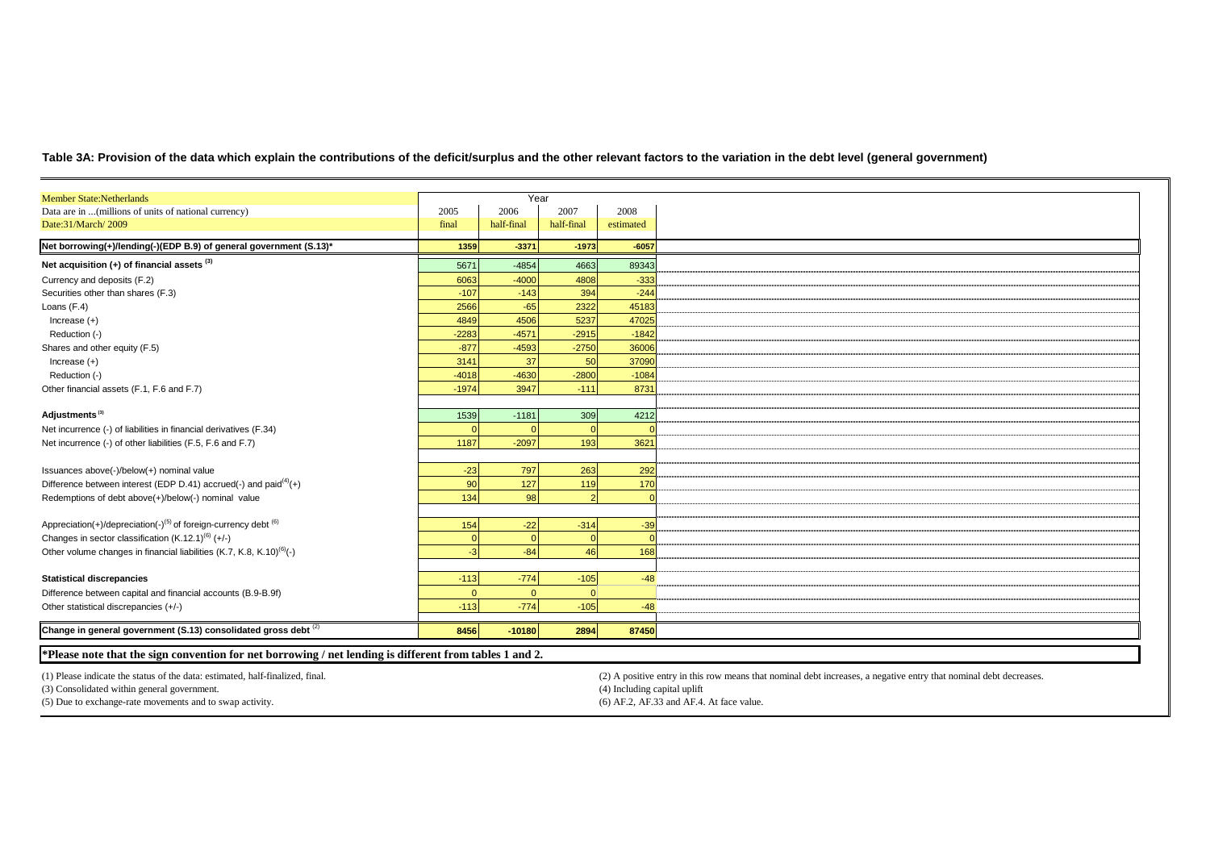**Table 3A: Provision of the data which explain the contributions of the deficit/surplus and the other relevant factors to the variation in the debt level (general government)**

| Member State:Netherlands | Year | | | |
|---|---|---|---|---|
| Data are in ...(millions of units of national currency) | 2005 | 2006 | 2007 | 2008 |
| Date:31/March/ 2009 | final | half-final | half-final | estimated |
| **Net borrowing(+)/lending(-)(EDP B.9) of general government (S.13)*** | **1359** | **-3371** | **-1973** | **-6057** |
| **Net acquisition (+) of financial assets [3]** | 5671 | -4854 | 4663 | 89343 |
| Currency and deposits (F.2) | 6063 | -4000 | 4808 | -333 |
| Securities other than shares (F.3) | -107 | -143 | 394 | -244 |
| Loans (F.4) | 2566 | -65 | 2322 | 45183 |
| Increase (+) | 4849 | 4506 | 5237 | 47025 |
| Reduction (-) | -2283 | -4571 | -2915 | -1842 |
| Shares and other equity (F.5) | -877 | -4593 | -2750 | 36006 |
| Increase (+) | 3141 | 37 | 50 | 37090 |
| Reduction (-) | -4018 | -4630 | -2800 | -1084 |
| Other financial assets (F.1, F.6 and F.7) | -1974 | 3947 | -111 | 8731 |
| | | | | |
| **Adjustments [3]** | 1539 | -1181 | 309 | 4212 |
| Net incurrence (-) of liabilities in financial derivatives (F.34) | 0 | 0 | 0 | 0 |
| Net incurrence (-) of other liabilities (F.5, F.6 and F.7) | 1187 | -2097 | 193 | 3621 |
| | | | | |
| Issuances above(-)/below(+) nominal value | -23 | 797 | 263 | 292 |
| Difference between interest (EDP D.41) accrued(-) and paid[4](+) | 90 | 127 | 119 | 170 |
| Redemptions of debt above(+)/below(-) nominal value | 134 | 98 | 2 | 0 |
| | | | | |
| Appreciation(+)/depreciation(-)[5] of foreign-currency debt [6] | 154 | -22 | -314 | -39 |
| Changes in sector classification (K.12.1)[6] (+/-) | 0 | 0 | 0 | 0 |
| Other volume changes in financial liabilities (K.7, K.8, K.10)[6](-) | -3 | -84 | 46 | 168 |
| | | | | |
| **Statistical discrepancies** | -113 | -774 | -105 | -48 |
| Difference between capital and financial accounts (B.9-B.9f) | 0 | 0 | 0 | |
| Other statistical discrepancies (+/-) | -113 | -774 | -105 | -48 |
| | | | | |
| **Change in general government (S.13) consolidated gross debt [2]** | **8456** | **-10180** | **2894** | **87450** |

***Please note that the sign convention for net borrowing / net lending is different from tables 1 and 2.**

(1) Please indicate the status of the data: estimated, half-finalized, final.
(2) A positive entry in this row means that nominal debt increases, a negative entry that nominal debt decreases.
(3) Consolidated within general government.
(4) Including capital uplift
(5) Due to exchange-rate movements and to swap activity.
(6) AF.2, AF.33 and AF.4. At face value.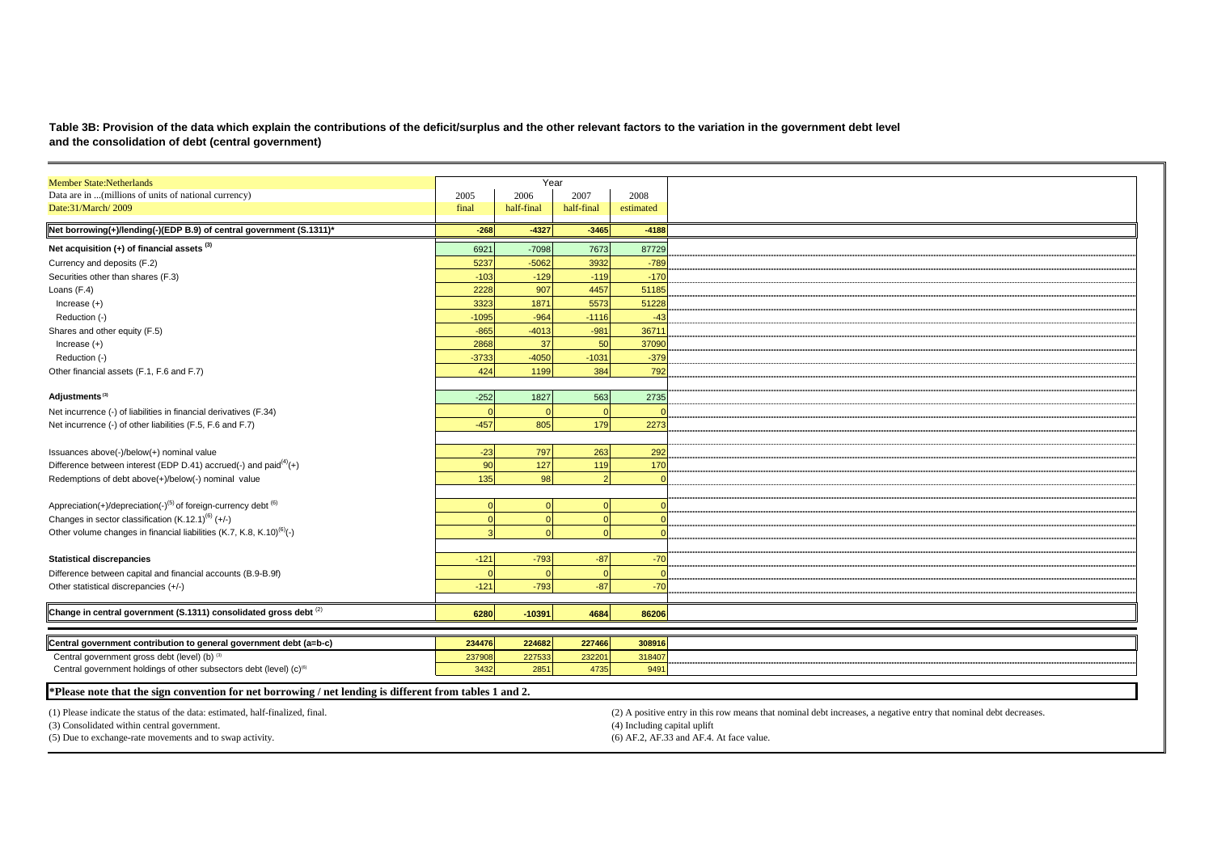**Table 3B: Provision of the data which explain the contributions of the deficit/surplus and the other relevant factors to the variation in the government debt level and the consolidation of debt (central government)**

| Member State:Netherlands | Year | | | |
|---|---|---|---|---|
| Data are in ...(millions of units of national currency) | 2005 | 2006 | 2007 | 2008 |
| Date:31/March/ 2009 | final | half-final | half-final | estimated |
| **Net borrowing(+)/lending(-)(EDP B.9) of central government (S.1311)*** | **-268** | **-4327** | **-3465** | **-4188** |
| **Net acquisition (+) of financial assets** [3] | 6921 | -7098 | 7673 | 87729 |
| Currency and deposits (F.2) | 5237 | -5062 | 3932 | -789 |
| Securities other than shares (F.3) | -103 | -129 | -119 | -170 |
| Loans (F.4) | 2228 | 907 | 4457 | 51185 |
| Increase (+) | 3323 | 1871 | 5573 | 51228 |
| Reduction (-) | -1095 | -964 | -1116 | -43 |
| Shares and other equity (F.5) | -865 | -4013 | -981 | 36711 |
| Increase (+) | 2868 | 37 | 50 | 37090 |
| Reduction (-) | -3733 | -4050 | -1031 | -379 |
| Other financial assets (F.1, F.6 and F.7) | 424 | 1199 | 384 | 792 |
| | | | | |
| **Adjustments** [3] | -252 | 1827 | 563 | 2735 |
| Net incurrence (-) of liabilities in financial derivatives (F.34) | 0 | 0 | 0 | 0 |
| Net incurrence (-) of other liabilities (F.5, F.6 and F.7) | -457 | 805 | 179 | 2273 |
| | | | | |
| Issuances above(-)/below(+) nominal value | -23 | 797 | 263 | 292 |
| Difference between interest (EDP D.41) accrued(-) and paid[4](+) | 90 | 127 | 119 | 170 |
| Redemptions of debt above(+)/below(-) nominal value | 135 | 98 | 2 | 0 |
| | | | | |
| Appreciation(+)/depreciation(-)[5] of foreign-currency debt [6] | 0 | 0 | 0 | 0 |
| Changes in sector classification (K.12.1)[6] (+/-) | 0 | 0 | 0 | 0 |
| Other volume changes in financial liabilities (K.7, K.8, K.10)[6](-) | 3 | 0 | 0 | 0 |
| | | | | |
| **Statistical discrepancies** | -121 | -793 | -87 | -70 |
| Difference between capital and financial accounts (B.9-B.9f) | 0 | 0 | 0 | 0 |
| Other statistical discrepancies (+/-) | -121 | -793 | -87 | -70 |
| | | | | |
| **Change in central government (S.1311) consolidated gross debt** [2] | **6280** | **-10391** | **4684** | **86206** |
| | | | | |
| **Central government contribution to general government debt (a=b-c)** | **234476** | **224682** | **227466** | **308916** |
| Central government gross debt (level) (b) [3] | 237908 | 227533 | 232201 | 318407 |
| Central government holdings of other subsectors debt (level) (c)[6] | 3432 | 2851 | 4735 | 9491 |

***Please note that the sign convention for net borrowing / net lending is different from tables 1 and 2.**

(1) Please indicate the status of the data: estimated, half-finalized, final.

(2) A positive entry in this row means that nominal debt increases, a negative entry that nominal debt decreases.

(3) Consolidated within central government.

(4) Including capital uplift

(5) Due to exchange-rate movements and to swap activity.

(6) AF.2, AF.33 and AF.4. At face value.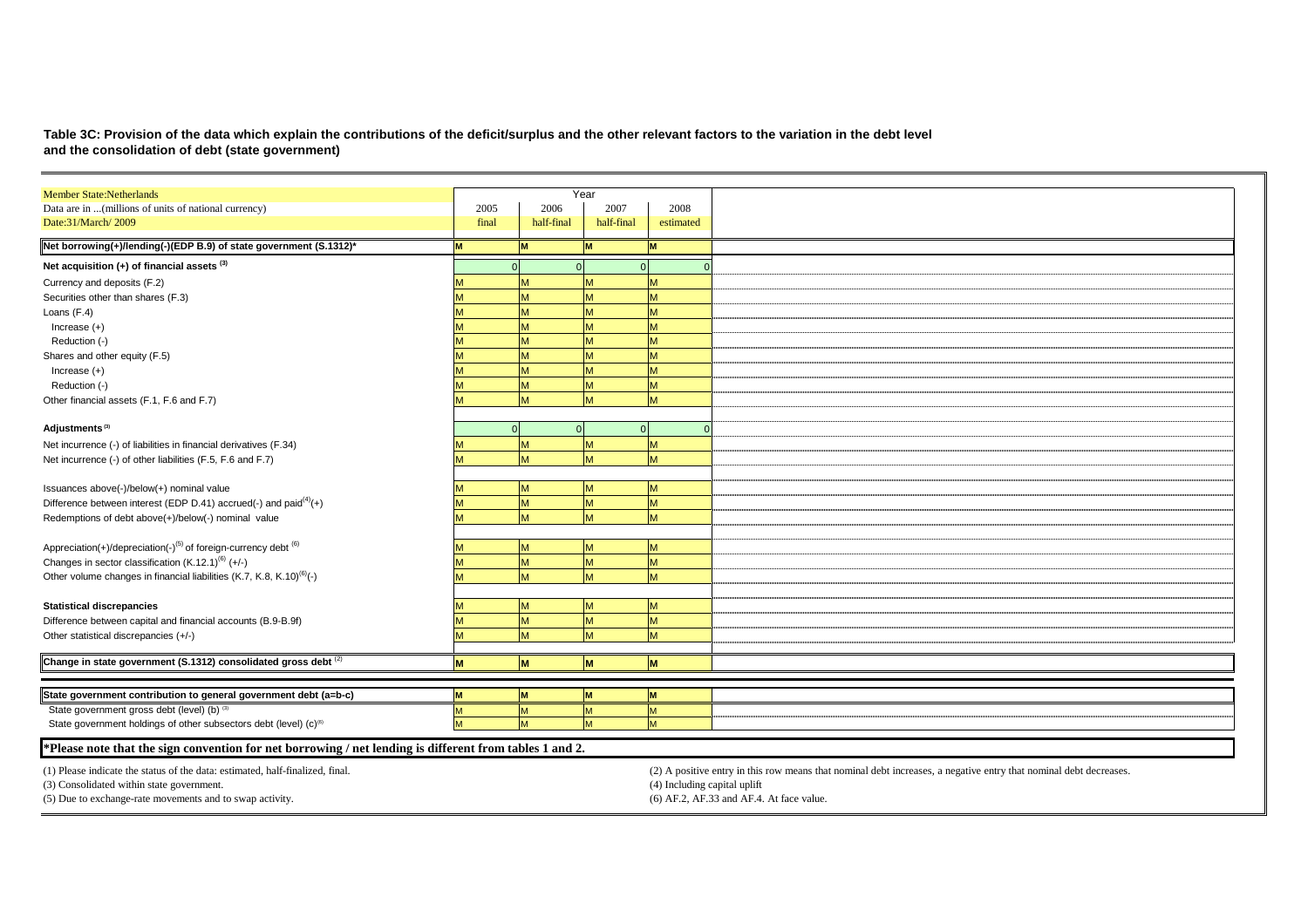**Table 3C: Provision of the data which explain the contributions of the deficit/surplus and the other relevant factors to the variation in the debt level and the consolidation of debt (state government)**

| Member State:Netherlands | Year | | | | |
|---|---|---|---|---|---|
| Data are in ...(millions of units of national currency) | 2005 | 2006 | 2007 | 2008 | |
| Date:31/March/ 2009 | final | half-final | half-final | estimated | |
| **Net borrowing(+)/lending(-)(EDP B.9) of state government (S.1312)*** | **M** | **M** | **M** | **M** | |
| **Net acquisition (+) of financial assets (3)** | 0 | 0 | 0 | 0 | |
| Currency and deposits (F.2) | M | M | M | M | |
| Securities other than shares (F.3) | M | M | M | M | |
| Loans (F.4) | M | M | M | M | |
| Increase (+) | M | M | M | M | |
| Reduction (-) | M | M | M | M | |
| Shares and other equity (F.5) | M | M | M | M | |
| Increase (+) | M | M | M | M | |
| Reduction (-) | M | M | M | M | |
| Other financial assets (F.1, F.6 and F.7) | M | M | M | M | |
| **Adjustments (3)** | 0 | 0 | 0 | 0 | |
| Net incurrence (-) of liabilities in financial derivatives (F.34) | M | M | M | M | |
| Net incurrence (-) of other liabilities (F.5, F.6 and F.7) | M | M | M | M | |
| Issuances above(-)/below(+) nominal value | M | M | M | M | |
| Difference between interest (EDP D.41) accrued(-) and paid(4)(+) | M | M | M | M | |
| Redemptions of debt above(+)/below(-) nominal value | M | M | M | M | |
| Appreciation(+)/depreciation(-)(5) of foreign-currency debt (6) | M | M | M | M | |
| Changes in sector classification (K.12.1)(6) (+/-) | M | M | M | M | |
| Other volume changes in financial liabilities (K.7, K.8, K.10)(6)(-) | M | M | M | M | |
| **Statistical discrepancies** | M | M | M | M | |
| Difference between capital and financial accounts (B.9-B.9f) | M | M | M | M | |
| Other statistical discrepancies (+/-) | M | M | M | M | |
| **Change in state government (S.1312) consolidated gross debt (2)** | **M** | **M** | **M** | **M** | |
| **State government contribution to general government debt (a=b-c)** | **M** | **M** | **M** | **M** | |
| State government gross debt (level) (b) (3) | M | M | M | M | |
| State government holdings of other subsectors debt (level) (c)(6) | M | M | M | M | |

**\*Please note that the sign convention for net borrowing / net lending is different from tables 1 and 2.**

(1) Please indicate the status of the data: estimated, half-finalized, final.
(2) A positive entry in this row means that nominal debt increases, a negative entry that nominal debt decreases.
(3) Consolidated within state government.
(4) Including capital uplift
(5) Due to exchange-rate movements and to swap activity.
(6) AF.2, AF.33 and AF.4. At face value.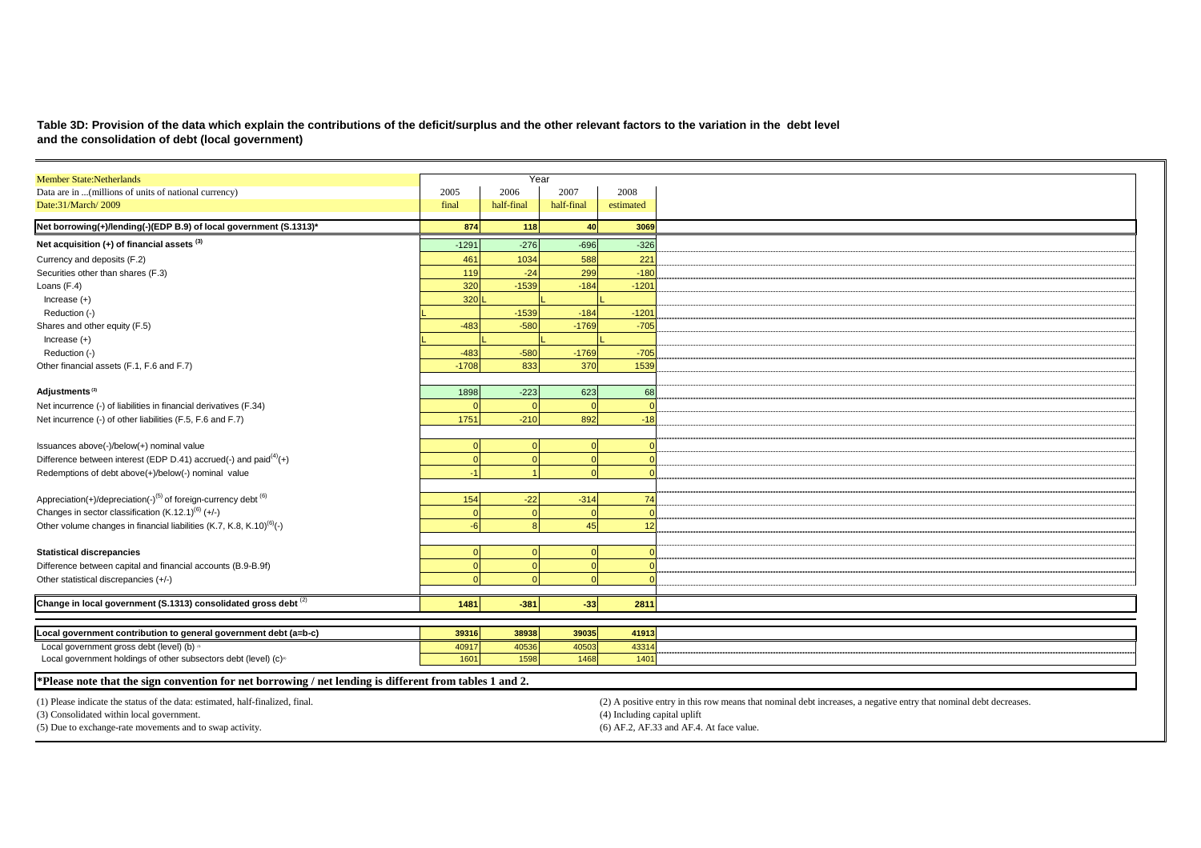**Table 3D: Provision of the data which explain the contributions of the deficit/surplus and the other relevant factors to the variation in the debt level and the consolidation of debt (local government)**

| Member State:Netherlands | Year | | | |
|---|---|---|---|---|
| Data are in ...(millions of units of national currency) | 2005 | 2006 | 2007 | 2008 |
| Date:31/March/ 2009 | final | half-final | half-final | estimated |
| **Net borrowing(+)/lending(-)(EDP B.9) of local government (S.1313)*** | **874** | **118** | **40** | **3069** |
| **Net acquisition (+) of financial assets [3]** | -1291 | -276 | -696 | -326 |
| Currency and deposits (F.2) | 461 | 1034 | 588 | 221 |
| Securities other than shares (F.3) | 119 | -24 | 299 | -180 |
| Loans (F.4) | 320 | -1539 | -184 | -1201 |
| Increase (+) | 320 | L | L | L |
| Reduction (-) | L | -1539 | -184 | -1201 |
| Shares and other equity (F.5) | -483 | -580 | -1769 | -705 |
| Increase (+) | L | L | L | L |
| Reduction (-) | -483 | -580 | -1769 | -705 |
| Other financial assets (F.1, F.6 and F.7) | -1708 | 833 | 370 | 1539 |
| **Adjustments [3]** | 1898 | -223 | 623 | 68 |
| Net incurrence (-) of liabilities in financial derivatives (F.34) | 0 | 0 | 0 | 0 |
| Net incurrence (-) of other liabilities (F.5, F.6 and F.7) | 1751 | -210 | 892 | -18 |
| Issuances above(-)/below(+) nominal value | 0 | 0 | 0 | 0 |
| Difference between interest (EDP D.41) accrued(-) and paid[4](+) | 0 | 0 | 0 | 0 |
| Redemptions of debt above(+)/below(-) nominal value | -1 | 1 | 0 | 0 |
| Appreciation(+)/depreciation(-)[5] of foreign-currency debt [6] | 154 | -22 | -314 | 74 |
| Changes in sector classification (K.12.1)[6] (+/-) | 0 | 0 | 0 | 0 |
| Other volume changes in financial liabilities (K.7, K.8, K.10)[6](-) | -6 | 8 | 45 | 12 |
| **Statistical discrepancies** | 0 | 0 | 0 | 0 |
| Difference between capital and financial accounts (B.9-B.9f) | 0 | 0 | 0 | 0 |
| Other statistical discrepancies (+/-) | 0 | 0 | 0 | 0 |
| **Change in local government (S.1313) consolidated gross debt [2]** | **1481** | **-381** | **-33** | **2811** |
| **Local government contribution to general government debt (a=b-c)** | **39316** | **38938** | **39035** | **41913** |
| Local government gross debt (level) (b) | 40917 | 40536 | 40503 | 43314 |
| Local government holdings of other subsectors debt (level) (c) | 1601 | 1598 | 1468 | 1401 |

**\*Please note that the sign convention for net borrowing / net lending is different from tables 1 and 2.**

(1) Please indicate the status of the data: estimated, half-finalized, final.
(2) A positive entry in this row means that nominal debt increases, a negative entry that nominal debt decreases.
(3) Consolidated within local government.
(4) Including capital uplift
(5) Due to exchange-rate movements and to swap activity.
(6) AF.2, AF.33 and AF.4. At face value.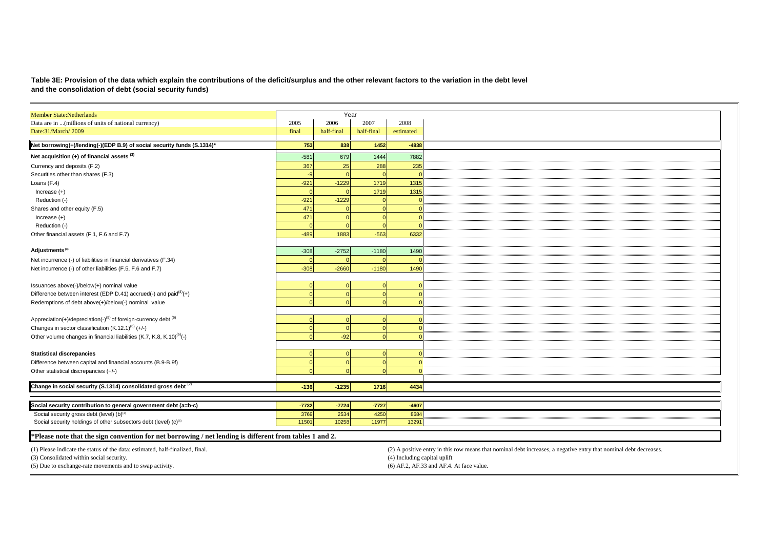**Table 3E: Provision of the data which explain the contributions of the deficit/surplus and the other relevant factors to the variation in the debt level and the consolidation of debt (social security funds)**

| Member State:Netherlands | Year | | | |
|---|---|---|---|---|
| Data are in ...(millions of units of national currency) | 2005 | 2006 | 2007 | 2008 |
| Date:31/March/ 2009 | final | half-final | half-final | estimated |
| **Net borrowing(+)/lending(-)(EDP B.9) of social security funds (S.1314)*** | **753** | **838** | **1452** | **-4938** |
| **Net acquisition (+) of financial assets [3]** | -581 | 679 | 1444 | 7882 |
| Currency and deposits (F.2) | 367 | 25 | 288 | 235 |
| Securities other than shares (F.3) | -9 | 0 | 0 | 0 |
| Loans (F.4) | -921 | -1229 | 1719 | 1315 |
| Increase (+) | 0 | 0 | 1719 | 1315 |
| Reduction (-) | -921 | -1229 | 0 | 0 |
| Shares and other equity (F.5) | 471 | 0 | 0 | 0 |
| Increase (+) | 471 | 0 | 0 | 0 |
| Reduction (-) | 0 | 0 | 0 | 0 |
| Other financial assets (F.1, F.6 and F.7) | -489 | 1883 | -563 | 6332 |
| **Adjustments [3]** | -308 | -2752 | -1180 | 1490 |
| Net incurrence (-) of liabilities in financial derivatives (F.34) | 0 | 0 | 0 | 0 |
| Net incurrence (-) of other liabilities (F.5, F.6 and F.7) | -308 | -2660 | -1180 | 1490 |
| Issuances above(-)/below(+) nominal value | 0 | 0 | 0 | 0 |
| Difference between interest (EDP D.41) accrued(-) and paid[4](+) | 0 | 0 | 0 | 0 |
| Redemptions of debt above(+)/below(-) nominal value | 0 | 0 | 0 | 0 |
| Appreciation(+)/depreciation(-)[5] of foreign-currency debt [6] | 0 | 0 | 0 | 0 |
| Changes in sector classification (K.12.1)[6] (+/-) | 0 | 0 | 0 | 0 |
| Other volume changes in financial liabilities (K.7, K.8, K.10)[6](-) | 0 | -92 | 0 | 0 |
| **Statistical discrepancies** | 0 | 0 | 0 | 0 |
| Difference between capital and financial accounts (B.9-B.9f) | 0 | 0 | 0 | 0 |
| Other statistical discrepancies (+/-) | 0 | 0 | 0 | 0 |
| **Change in social security (S.1314) consolidated gross debt [2]** | **-136** | **-1235** | **1716** | **4434** |
| **Social security contribution to general government debt (a=b-c)** | **-7732** | **-7724** | **-7727** | **-4607** |
| Social security gross debt (level) (b)[3] | 3769 | 2534 | 4250 | 8684 |
| Social security holdings of other subsectors debt (level) (c)[6] | 11501 | 10258 | 11977 | 13291 |

**\*Please note that the sign convention for net borrowing / net lending is different from tables 1 and 2.**

(1) Please indicate the status of the data: estimated, half-finalized, final.
(2) A positive entry in this row means that nominal debt increases, a negative entry that nominal debt decreases.
(3) Consolidated within social security.
(4) Including capital uplift
(5) Due to exchange-rate movements and to swap activity.
(6) AF.2, AF.33 and AF.4. At face value.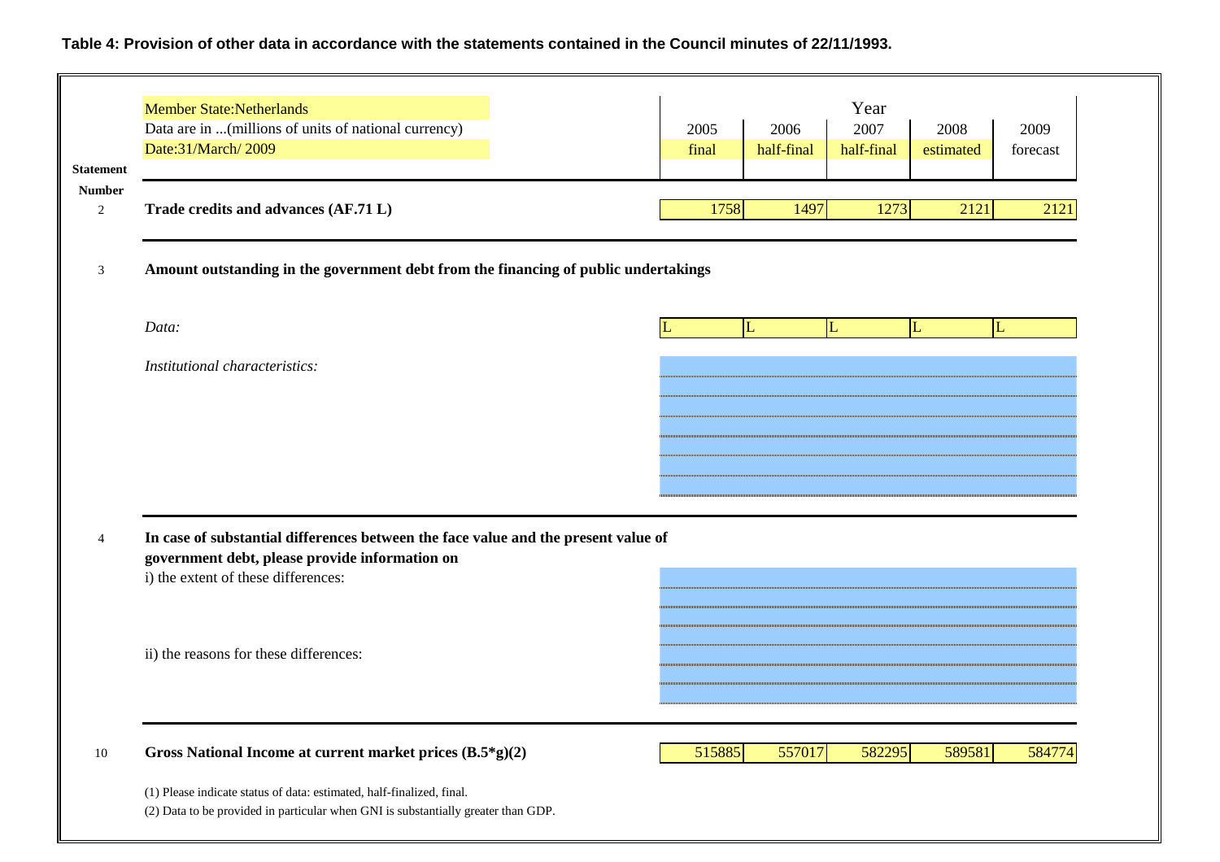**Table 4: Provision of other data in accordance with the statements contained in the Council minutes of 22/11/1993.**

| Statement Number | Member State:Netherlands<br>Data are in ...(millions of units of national currency)<br>Date:31/March/ 2009 | 2005<br>final | 2006<br>half-final | 2007<br>half-final | 2008<br>estimated | 2009<br>forecast |
|---|---|---|---|---|---|---|
| 2 | **Trade credits and advances (AF.71 L)** | 1758 | 1497 | 1273 | 2121 | 2121 |
| 3 | **Amount outstanding in the government debt from the financing of public undertakings** | | | | | |
| | *Data:* | L | L | L | L | L |
| | *Institutional characteristics:* | | | | | |
| 4 | **In case of substantial differences between the face value and the present value of government debt, please provide information on** | | | | | |
| | i) the extent of these differences: | | | | | |
| | ii) the reasons for these differences: | | | | | |
| 10 | **Gross National Income at current market prices (B.5*g)(2)** | 515885 | 557017 | 582295 | 589581 | 584774 |

(1) Please indicate status of data: estimated, half-finalized, final.

(2) Data to be provided in particular when GNI is substantially greater than GDP.